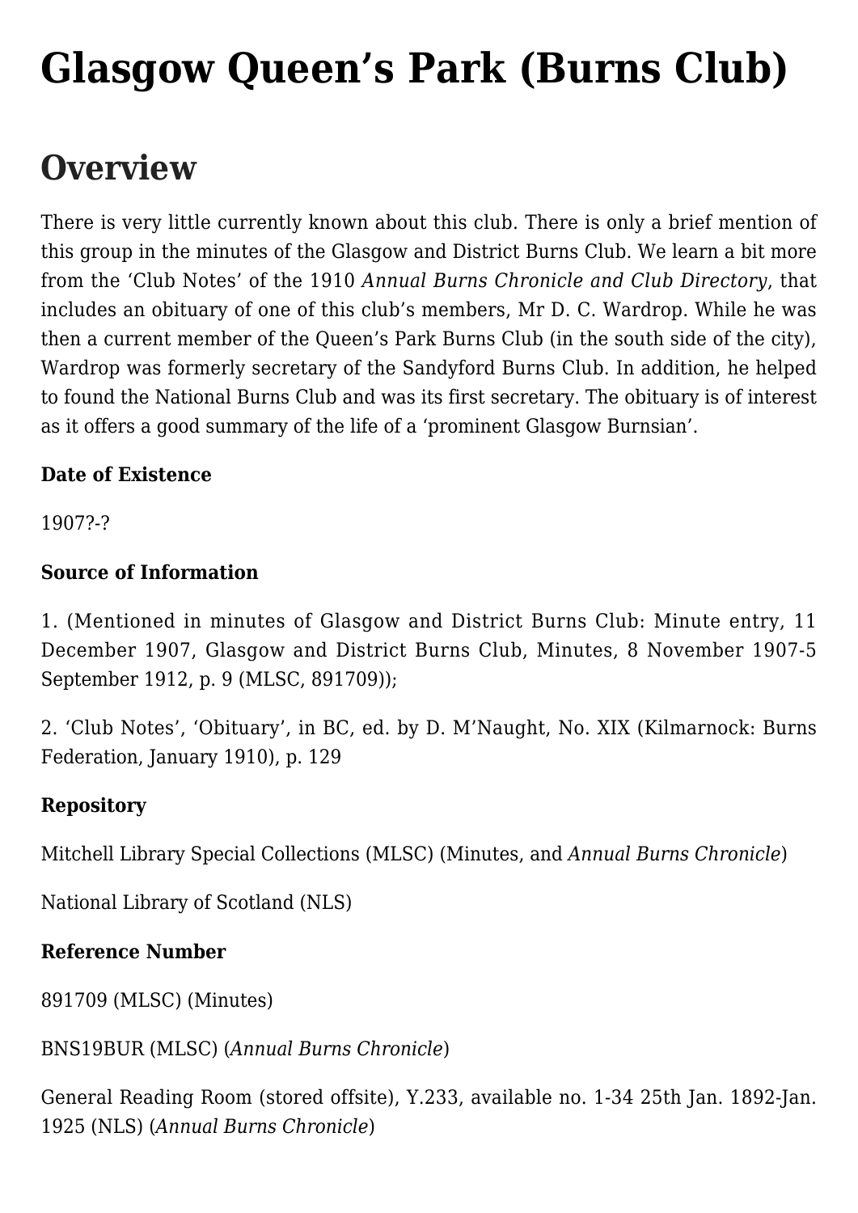# Glasgow Queen's Park (Burns Club)

## Overview

There is very little currently known about this club. There is only a brief mention of this group in the minutes of the Glasgow and District Burns Club. We learn a bit more from the 'Club Notes' of the 1910 *Annual Burns Chronicle and Club Directory*, that includes an obituary of one of this club's members, Mr D. C. Wardrop. While he was then a current member of the Queen's Park Burns Club (in the south side of the city), Wardrop was formerly secretary of the Sandyford Burns Club. In addition, he helped to found the National Burns Club and was its first secretary. The obituary is of interest as it offers a good summary of the life of a 'prominent Glasgow Burnsian'.

**Date of Existence**

1907?-?

**Source of Information**

1. (Mentioned in minutes of Glasgow and District Burns Club: Minute entry, 11 December 1907, Glasgow and District Burns Club, Minutes, 8 November 1907-5 September 1912, p. 9 (MLSC, 891709));

2. 'Club Notes', 'Obituary', in BC, ed. by D. M'Naught, No. XIX (Kilmarnock: Burns Federation, January 1910), p. 129

**Repository**

Mitchell Library Special Collections (MLSC) (Minutes, and *Annual Burns Chronicle*)

National Library of Scotland (NLS)

**Reference Number**

891709 (MLSC) (Minutes)

BNS19BUR (MLSC) (*Annual Burns Chronicle*)

General Reading Room (stored offsite), Y.233, available no. 1-34 25th Jan. 1892-Jan. 1925 (NLS) (*Annual Burns Chronicle*)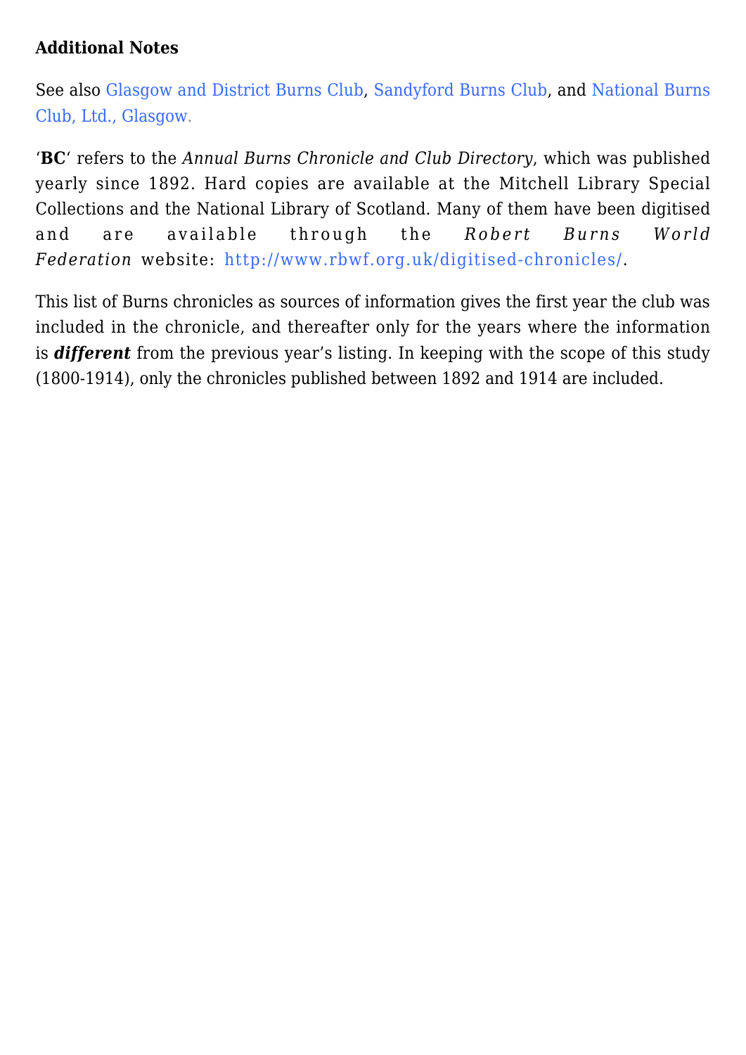**Additional Notes**

See also Glasgow and District Burns Club, Sandyford Burns Club, and National Burns Club, Ltd., Glasgow.

'**BC**' refers to the *Annual Burns Chronicle and Club Directory*, which was published yearly since 1892. Hard copies are available at the Mitchell Library Special Collections and the National Library of Scotland. Many of them have been digitised and are available through the *Robert Burns World Federation* website: http://www.rbwf.org.uk/digitised-chronicles/.

This list of Burns chronicles as sources of information gives the first year the club was included in the chronicle, and thereafter only for the years where the information is ***different*** from the previous year's listing. In keeping with the scope of this study (1800-1914), only the chronicles published between 1892 and 1914 are included.